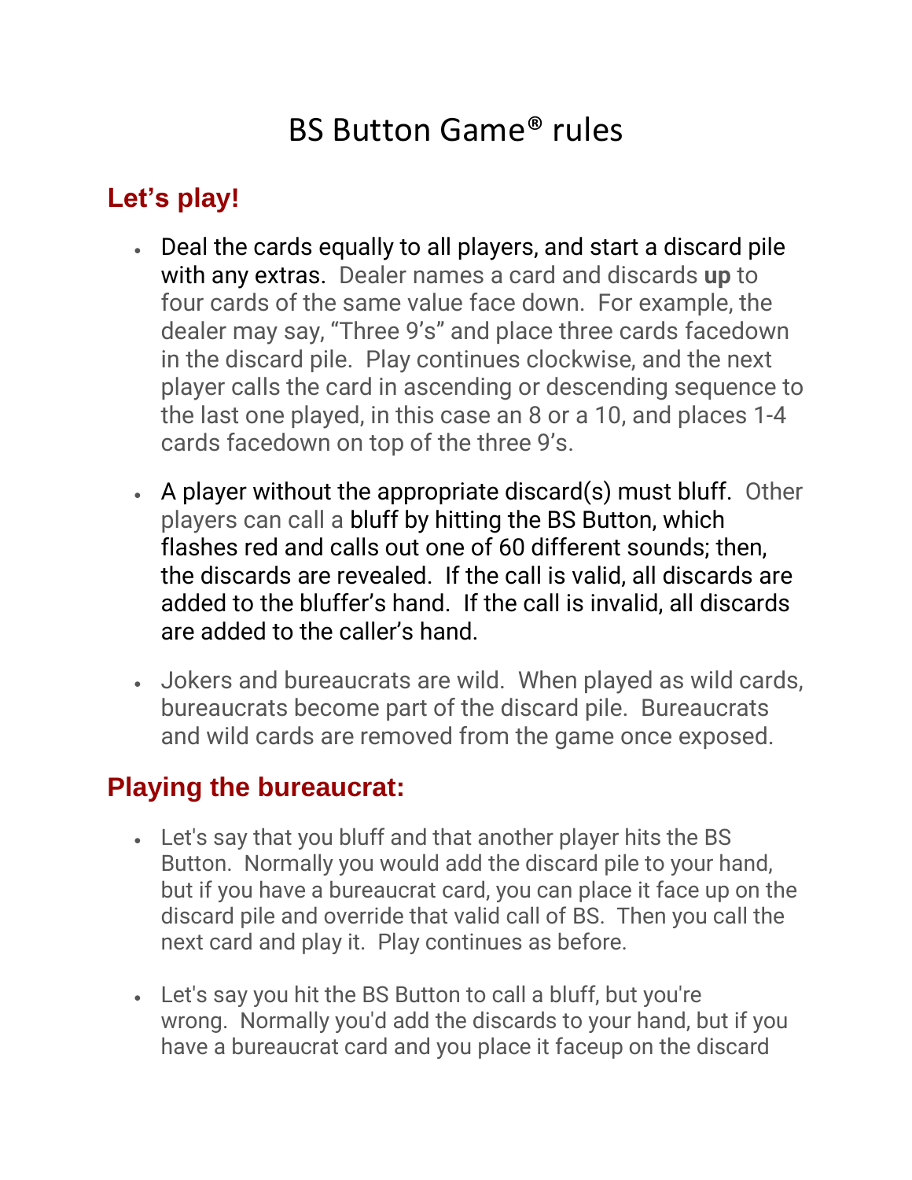# BS Button Game® rules

## Let's play!

- Deal the cards equally to all players, and start a discard pile with any extras. Dealer names a card and discards **up** to four cards of the same value face down. For example, the dealer may say, "Three 9's" and place three cards facedown in the discard pile. Play continues clockwise, and the next player calls the card in ascending or descending sequence to the last one played, in this case an 8 or a 10, and places 1-4 cards facedown on top of the three 9's.
- A player without the appropriate discard(s) must bluff. Other players can call a bluff by hitting the BS Button, which flashes red and calls out one of 60 different sounds; then, the discards are revealed. If the call is valid, all discards are added to the bluffer's hand. If the call is invalid, all discards are added to the caller's hand.
- Jokers and bureaucrats are wild. When played as wild cards, bureaucrats become part of the discard pile. Bureaucrats and wild cards are removed from the game once exposed.

## Playing the bureaucrat:

- Let's say that you bluff and that another player hits the BS Button. Normally you would add the discard pile to your hand, but if you have a bureaucrat card, you can place it face up on the discard pile and override that valid call of BS. Then you call the next card and play it. Play continues as before.
- Let's say you hit the BS Button to call a bluff, but you're wrong. Normally you'd add the discards to your hand, but if you have a bureaucrat card and you place it faceup on the discard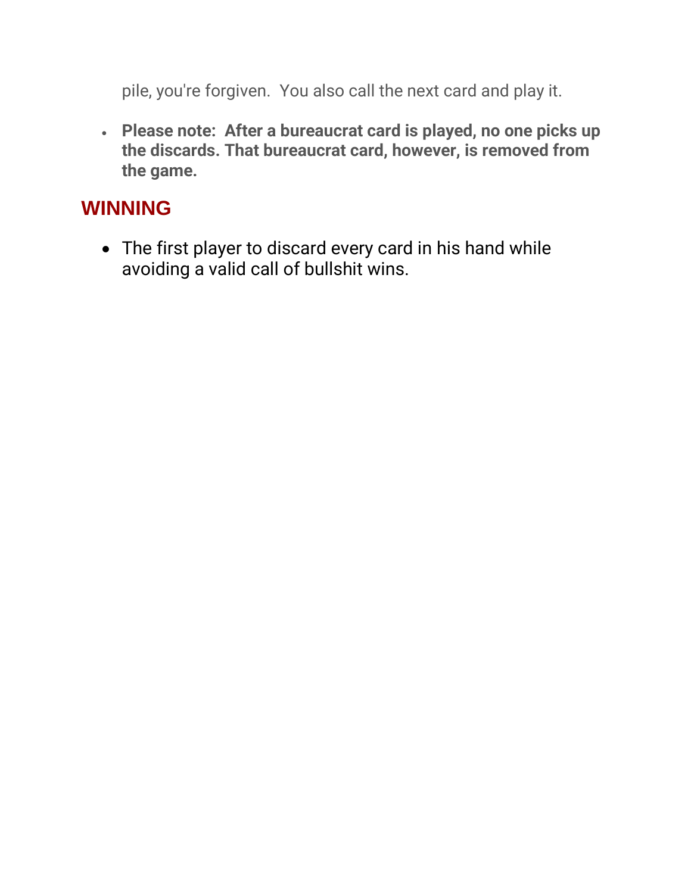pile, you're forgiven.  You also call the next card and play it.

- **Please note:  After a bureaucrat card is played, no one picks up the discards. That bureaucrat card, however, is removed from the game.**

## WINNING

- The first player to discard every card in his hand while avoiding a valid call of bullshit wins.